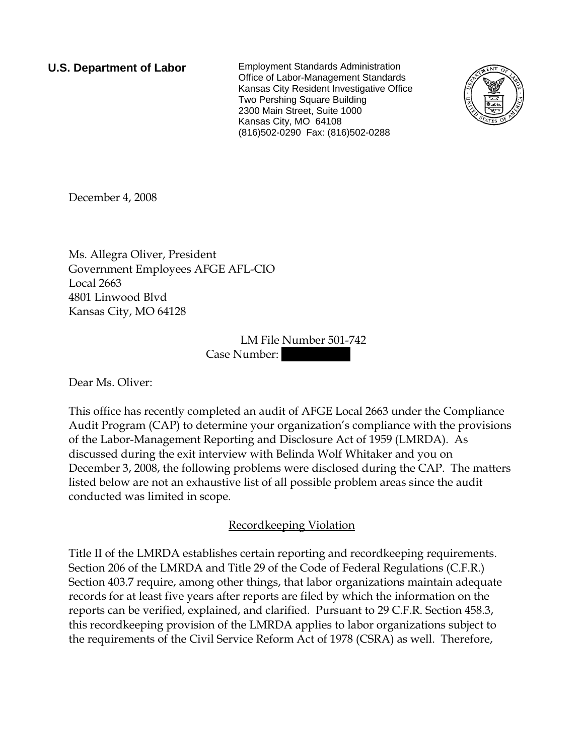**U.S. Department of Labor**

Employment Standards Administration
Office of Labor-Management Standards
Kansas City Resident Investigative Office
Two Pershing Square Building
2300 Main Street, Suite 1000
Kansas City, MO 64108
(816)502-0290 Fax: (816)502-0288

December 4, 2008

Ms. Allegra Oliver, President
Government Employees AFGE AFL-CIO
Local 2663
4801 Linwood Blvd
Kansas City, MO 64128

LM File Number 501-742
Case Number: [redacted]

Dear Ms. Oliver:

This office has recently completed an audit of AFGE Local 2663 under the Compliance Audit Program (CAP) to determine your organization's compliance with the provisions of the Labor-Management Reporting and Disclosure Act of 1959 (LMRDA). As discussed during the exit interview with Belinda Wolf Whitaker and you on December 3, 2008, the following problems were disclosed during the CAP. The matters listed below are not an exhaustive list of all possible problem areas since the audit conducted was limited in scope.

## Recordkeeping Violation

Title II of the LMRDA establishes certain reporting and recordkeeping requirements. Section 206 of the LMRDA and Title 29 of the Code of Federal Regulations (C.F.R.) Section 403.7 require, among other things, that labor organizations maintain adequate records for at least five years after reports are filed by which the information on the reports can be verified, explained, and clarified. Pursuant to 29 C.F.R. Section 458.3, this recordkeeping provision of the LMRDA applies to labor organizations subject to the requirements of the Civil Service Reform Act of 1978 (CSRA) as well. Therefore,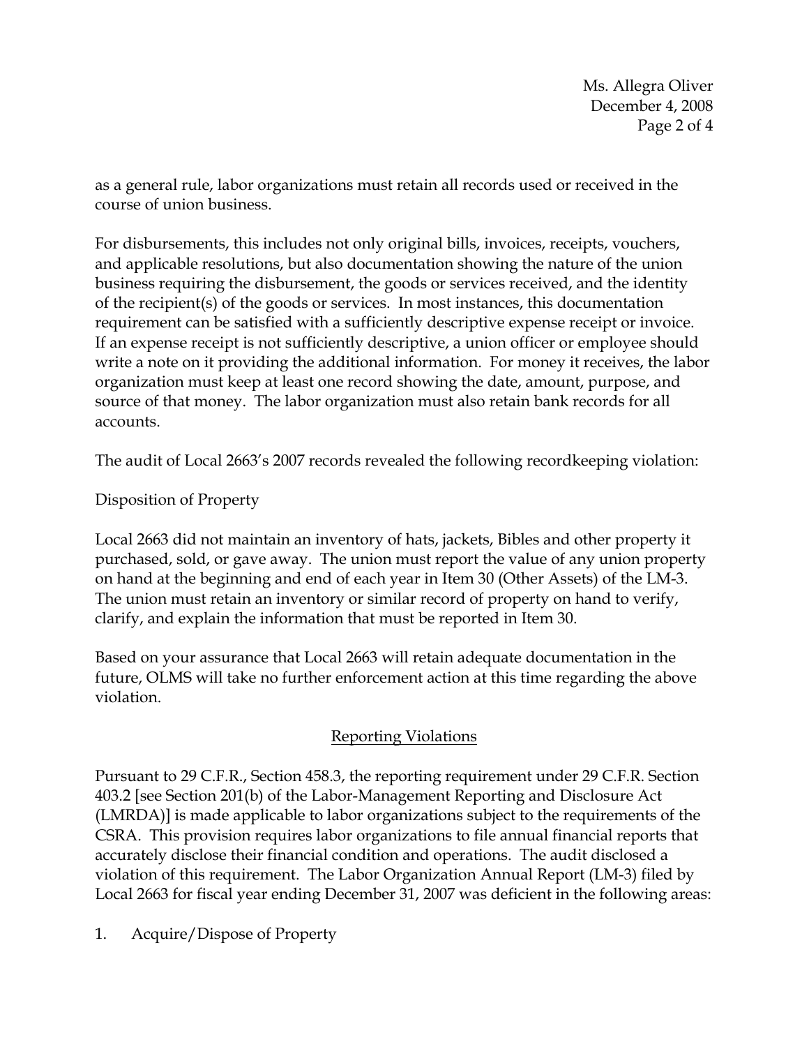as a general rule, labor organizations must retain all records used or received in the course of union business.

For disbursements, this includes not only original bills, invoices, receipts, vouchers, and applicable resolutions, but also documentation showing the nature of the union business requiring the disbursement, the goods or services received, and the identity of the recipient(s) of the goods or services. In most instances, this documentation requirement can be satisfied with a sufficiently descriptive expense receipt or invoice. If an expense receipt is not sufficiently descriptive, a union officer or employee should write a note on it providing the additional information. For money it receives, the labor organization must keep at least one record showing the date, amount, purpose, and source of that money. The labor organization must also retain bank records for all accounts.

The audit of Local 2663's 2007 records revealed the following recordkeeping violation:

Disposition of Property

Local 2663 did not maintain an inventory of hats, jackets, Bibles and other property it purchased, sold, or gave away. The union must report the value of any union property on hand at the beginning and end of each year in Item 30 (Other Assets) of the LM-3. The union must retain an inventory or similar record of property on hand to verify, clarify, and explain the information that must be reported in Item 30.

Based on your assurance that Local 2663 will retain adequate documentation in the future, OLMS will take no further enforcement action at this time regarding the above violation.

## Reporting Violations

Pursuant to 29 C.F.R., Section 458.3, the reporting requirement under 29 C.F.R. Section 403.2 [see Section 201(b) of the Labor-Management Reporting and Disclosure Act (LMRDA)] is made applicable to labor organizations subject to the requirements of the CSRA. This provision requires labor organizations to file annual financial reports that accurately disclose their financial condition and operations. The audit disclosed a violation of this requirement. The Labor Organization Annual Report (LM-3) filed by Local 2663 for fiscal year ending December 31, 2007 was deficient in the following areas:

1. Acquire/Dispose of Property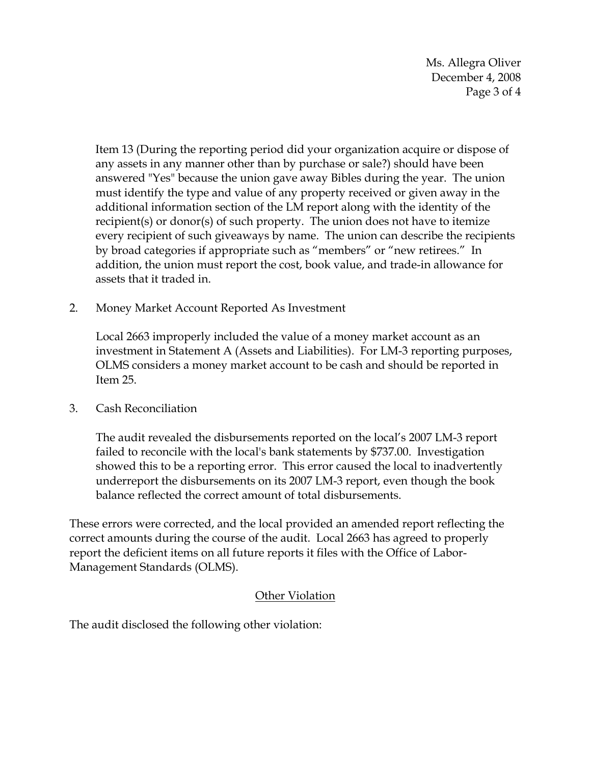Item 13 (During the reporting period did your organization acquire or dispose of any assets in any manner other than by purchase or sale?) should have been answered "Yes" because the union gave away Bibles during the year. The union must identify the type and value of any property received or given away in the additional information section of the LM report along with the identity of the recipient(s) or donor(s) of such property. The union does not have to itemize every recipient of such giveaways by name. The union can describe the recipients by broad categories if appropriate such as "members" or "new retirees." In addition, the union must report the cost, book value, and trade-in allowance for assets that it traded in.

2. Money Market Account Reported As Investment

   Local 2663 improperly included the value of a money market account as an investment in Statement A (Assets and Liabilities). For LM-3 reporting purposes, OLMS considers a money market account to be cash and should be reported in Item 25.

3. Cash Reconciliation

   The audit revealed the disbursements reported on the local's 2007 LM-3 report failed to reconcile with the local's bank statements by $737.00. Investigation showed this to be a reporting error. This error caused the local to inadvertently underreport the disbursements on its 2007 LM-3 report, even though the book balance reflected the correct amount of total disbursements.

These errors were corrected, and the local provided an amended report reflecting the correct amounts during the course of the audit. Local 2663 has agreed to properly report the deficient items on all future reports it files with the Office of Labor-Management Standards (OLMS).

## Other Violation

The audit disclosed the following other violation: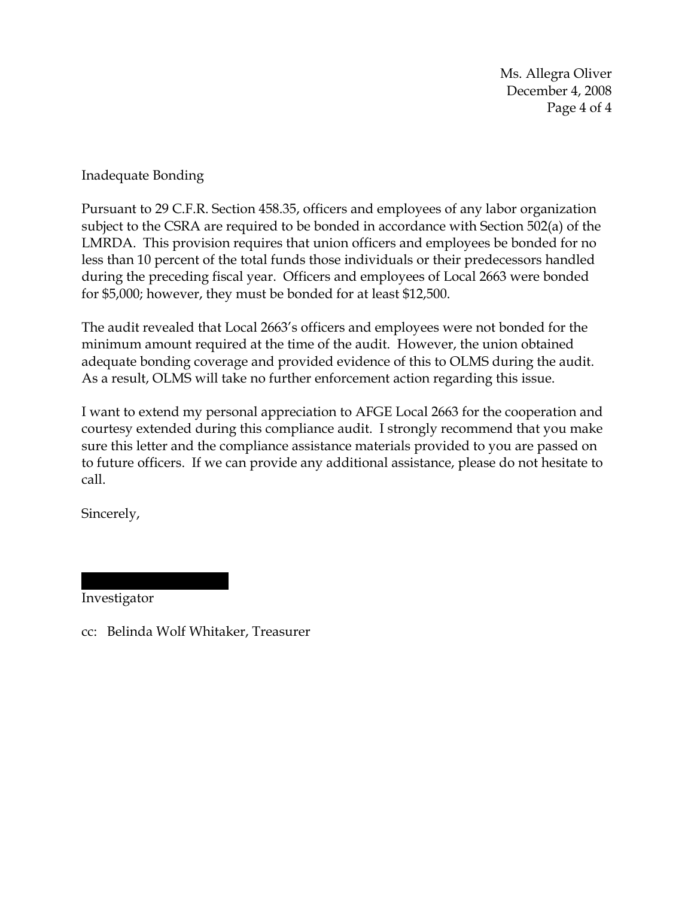Inadequate Bonding

Pursuant to 29 C.F.R. Section 458.35, officers and employees of any labor organization subject to the CSRA are required to be bonded in accordance with Section 502(a) of the LMRDA. This provision requires that union officers and employees be bonded for no less than 10 percent of the total funds those individuals or their predecessors handled during the preceding fiscal year. Officers and employees of Local 2663 were bonded for $5,000; however, they must be bonded for at least $12,500.

The audit revealed that Local 2663's officers and employees were not bonded for the minimum amount required at the time of the audit. However, the union obtained adequate bonding coverage and provided evidence of this to OLMS during the audit. As a result, OLMS will take no further enforcement action regarding this issue.

I want to extend my personal appreciation to AFGE Local 2663 for the cooperation and courtesy extended during this compliance audit. I strongly recommend that you make sure this letter and the compliance assistance materials provided to you are passed on to future officers. If we can provide any additional assistance, please do not hesitate to call.

Sincerely,

Investigator

cc: Belinda Wolf Whitaker, Treasurer